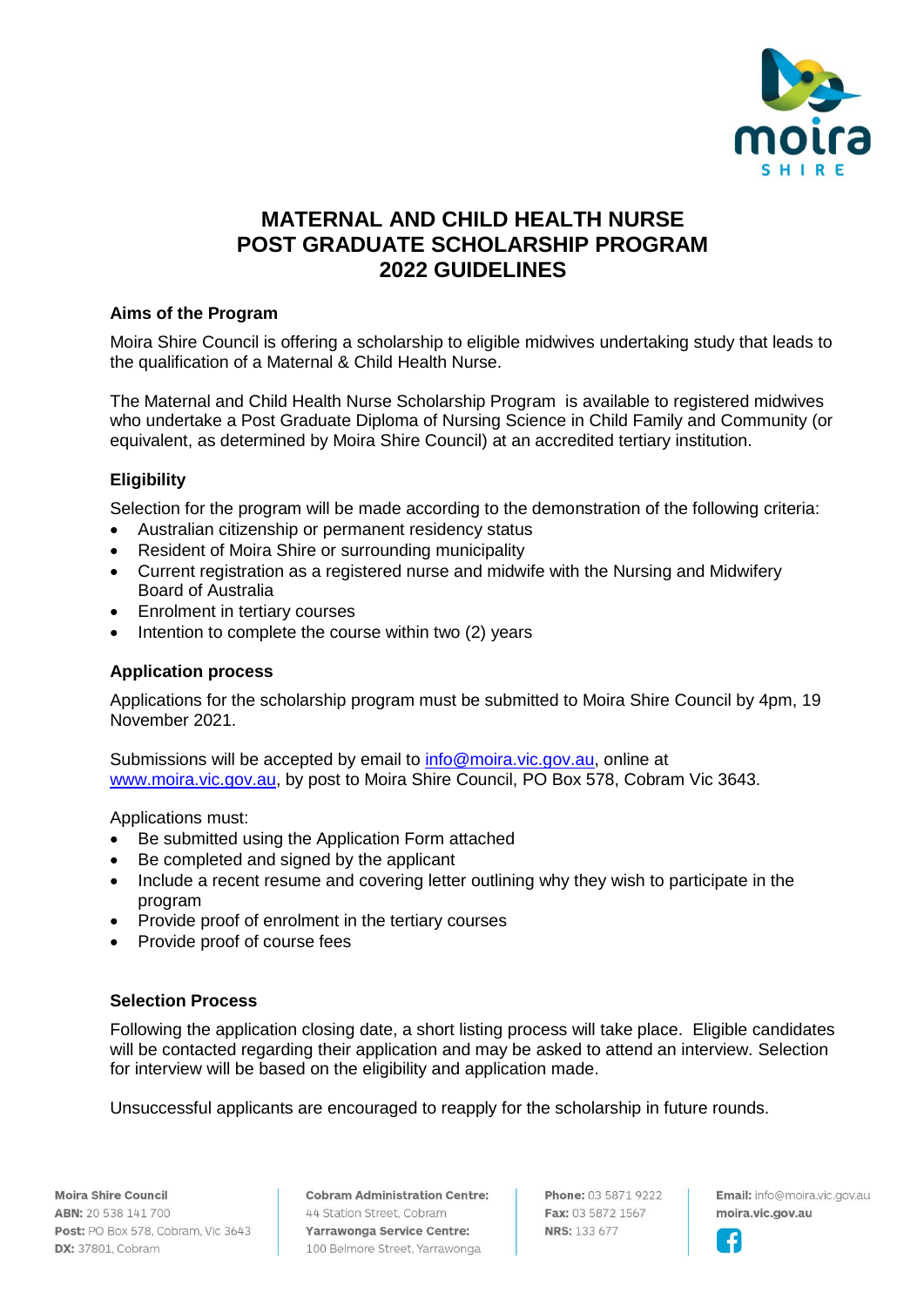# MATERNAL AND CHILD HEALTH NURSE POST GRADUATE SCHOLARSHIP PROGRAM 2022 GUIDELINES

## Aims of the Program

Moira Shire Council is offering a scholarship to eligible midwives undertaking study that leads to the qualification of a Maternal & Child Health Nurse.

The Maternal and Child Health Nurse Scholarship Program is available to registered midwives who undertake a Post Graduate Diploma of Nursing Science in Child Family and Community (or equivalent, as determined by Moira Shire Council) at an accredited tertiary institution.

## Eligibility

Selection for the program will be made according to the demonstration of the following criteria:

- Australian citizenship or permanent residency status
- Resident of Moira Shire or surrounding municipality
- Current registration as a registered nurse and midwife with the Nursing and Midwifery Board of Australia
- Enrolment in tertiary courses
- Intention to complete the course within two (2) years

## Application process

Applications for the scholarship program must be submitted to Moira Shire Council by 4pm, 19 November 2021.

Submissions will be accepted by email to info@moira.vic.gov.au, online at www.moira.vic.gov.au, by post to Moira Shire Council, PO Box 578, Cobram Vic 3643.

Applications must:

- Be submitted using the Application Form attached
- Be completed and signed by the applicant
- Include a recent resume and covering letter outlining why they wish to participate in the program
- Provide proof of enrolment in the tertiary courses
- Provide proof of course fees

## Selection Process

Following the application closing date, a short listing process will take place. Eligible candidates will be contacted regarding their application and may be asked to attend an interview. Selection for interview will be based on the eligibility and application made.

Unsuccessful applicants are encouraged to reapply for the scholarship in future rounds.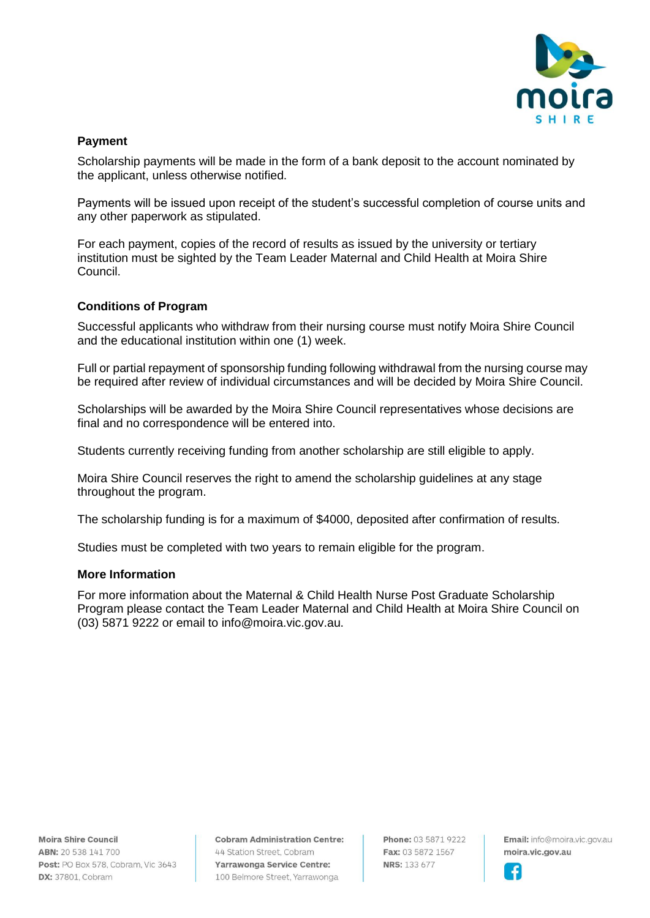**Payment**

Scholarship payments will be made in the form of a bank deposit to the account nominated by the applicant, unless otherwise notified.

Payments will be issued upon receipt of the student's successful completion of course units and any other paperwork as stipulated.

For each payment, copies of the record of results as issued by the university or tertiary institution must be sighted by the Team Leader Maternal and Child Health at Moira Shire Council.

**Conditions of Program**

Successful applicants who withdraw from their nursing course must notify Moira Shire Council and the educational institution within one (1) week.

Full or partial repayment of sponsorship funding following withdrawal from the nursing course may be required after review of individual circumstances and will be decided by Moira Shire Council.

Scholarships will be awarded by the Moira Shire Council representatives whose decisions are final and no correspondence will be entered into.

Students currently receiving funding from another scholarship are still eligible to apply.

Moira Shire Council reserves the right to amend the scholarship guidelines at any stage throughout the program.

The scholarship funding is for a maximum of $4000, deposited after confirmation of results.

Studies must be completed with two years to remain eligible for the program.

**More Information**

For more information about the Maternal & Child Health Nurse Post Graduate Scholarship Program please contact the Team Leader Maternal and Child Health at Moira Shire Council on (03) 5871 9222 or email to info@moira.vic.gov.au.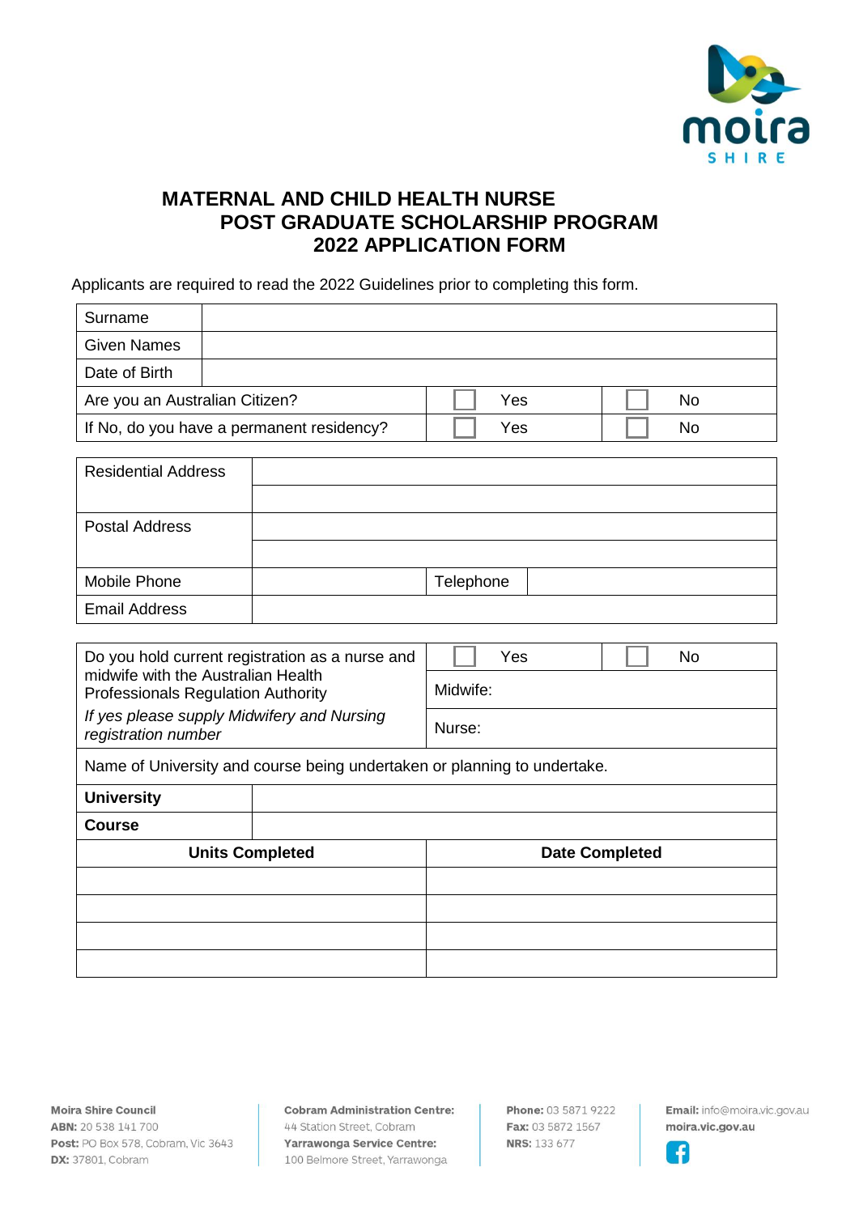# MATERNAL AND CHILD HEALTH NURSE POST GRADUATE SCHOLARSHIP PROGRAM 2022 APPLICATION FORM

Applicants are required to read the 2022 Guidelines prior to completing this form.

| Surname | | | | |
|---|---|---|---|---|
| Given Names | | | | |
| Date of Birth | | | | |
| Are you an Australian Citizen? | ☐ | Yes | ☐ | No |
| If No, do you have a permanent residency? | ☐ | Yes | ☐ | No |

| Residential Address | | | |
|---|---|---|---|
| | | | |
| Postal Address | | | |
| | | | |
| Mobile Phone | | Telephone | |
| Email Address | | | |

| Do you hold current registration as a nurse and midwife with the Australian Health Professionals Regulation Authority | ☐ Yes | ☐ No |
|---|---|---|
| *If yes please supply Midwifery and Nursing registration number* | Midwife: | |
| | Nurse: | |
| Name of University and course being undertaken or planning to undertake. | | |
| **University** | | |
| **Course** | | |

| Units Completed | Date Completed |
|---|---|
| | |
| | |
| | |
| | |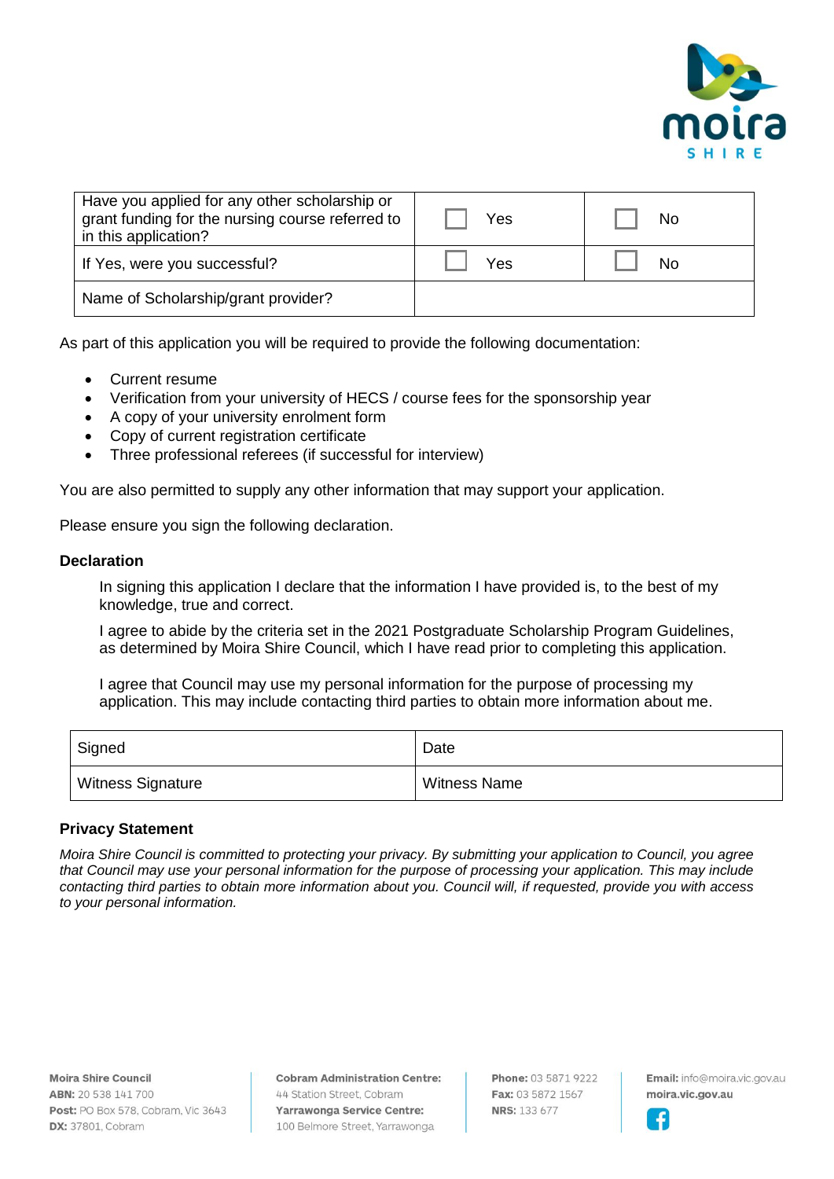| | | |
|---|---|---|
| Have you applied for any other scholarship or grant funding for the nursing course referred to in this application? | ☐ Yes | ☐ No |
| If Yes, were you successful? | ☐ Yes | ☐ No |
| Name of Scholarship/grant provider? | | |

As part of this application you will be required to provide the following documentation:

- Current resume
- Verification from your university of HECS / course fees for the sponsorship year
- A copy of your university enrolment form
- Copy of current registration certificate
- Three professional referees (if successful for interview)

You are also permitted to supply any other information that may support your application.

Please ensure you sign the following declaration.

**Declaration**

In signing this application I declare that the information I have provided is, to the best of my knowledge, true and correct.

I agree to abide by the criteria set in the 2021 Postgraduate Scholarship Program Guidelines, as determined by Moira Shire Council, which I have read prior to completing this application.

I agree that Council may use my personal information for the purpose of processing my application. This may include contacting third parties to obtain more information about me.

| | |
|---|---|
| Signed | Date |
| Witness Signature | Witness Name |

**Privacy Statement**

*Moira Shire Council is committed to protecting your privacy. By submitting your application to Council, you agree that Council may use your personal information for the purpose of processing your application. This may include contacting third parties to obtain more information about you. Council will, if requested, provide you with access to your personal information.*